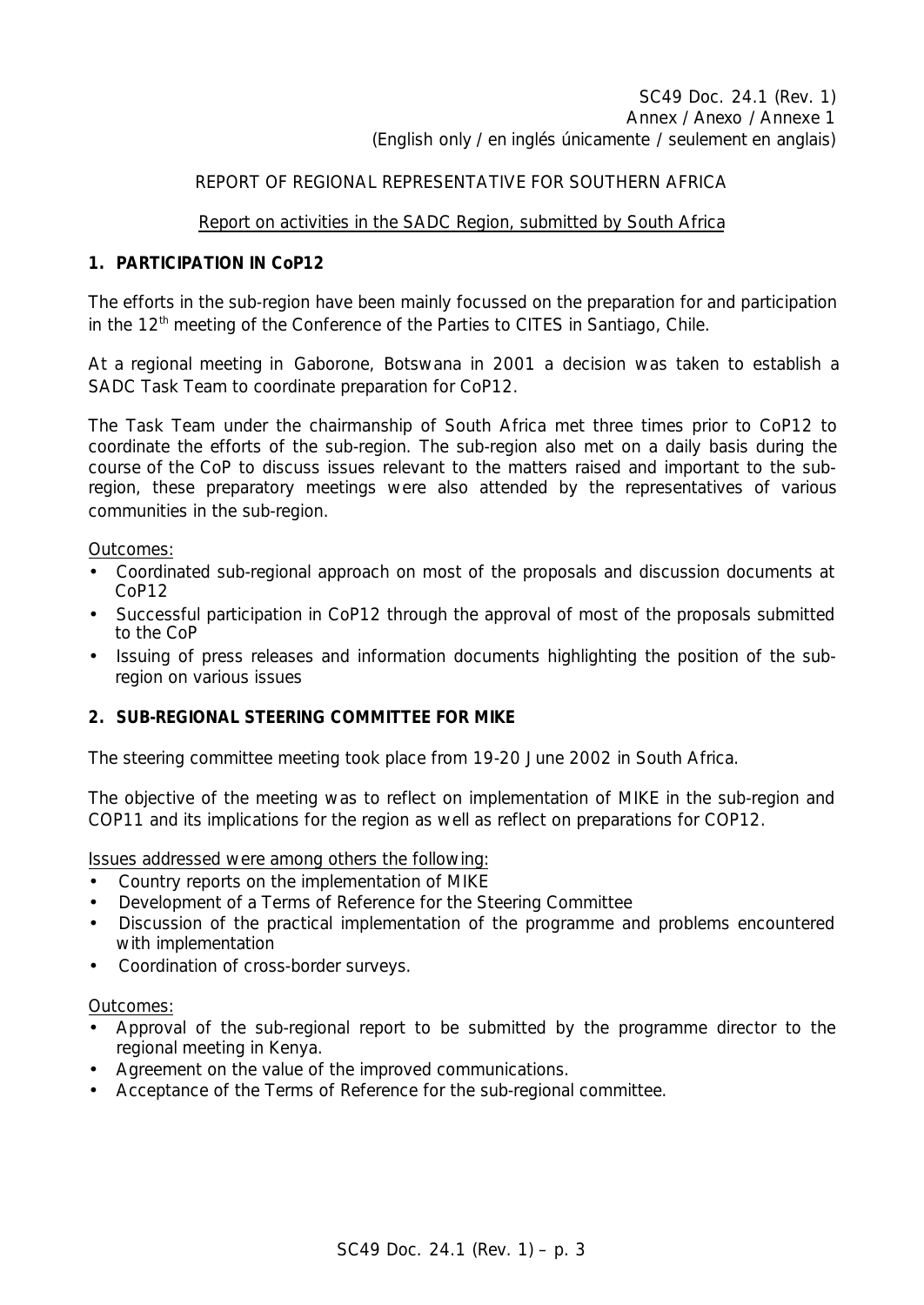SC49 Doc. 24.1 (Rev. 1)
Annex / Anexo / Annexe 1
(English only / en inglés únicamente / seulement en anglais)

REPORT OF REGIONAL REPRESENTATIVE FOR SOUTHERN AFRICA

Report on activities in the SADC Region, submitted by South Africa

## 1. PARTICIPATION IN CoP12

The efforts in the sub-region have been mainly focussed on the preparation for and participation in the 12th meeting of the Conference of the Parties to CITES in Santiago, Chile.

At a regional meeting in Gaborone, Botswana in 2001 a decision was taken to establish a SADC Task Team to coordinate preparation for CoP12.

The Task Team under the chairmanship of South Africa met three times prior to CoP12 to coordinate the efforts of the sub-region. The sub-region also met on a daily basis during the course of the CoP to discuss issues relevant to the matters raised and important to the sub-region, these preparatory meetings were also attended by the representatives of various communities in the sub-region.

Outcomes:

- Coordinated sub-regional approach on most of the proposals and discussion documents at CoP12
- Successful participation in CoP12 through the approval of most of the proposals submitted to the CoP
- Issuing of press releases and information documents highlighting the position of the sub-region on various issues

## 2. SUB-REGIONAL STEERING COMMITTEE FOR MIKE

The steering committee meeting took place from 19-20 June 2002 in South Africa.

The objective of the meeting was to reflect on implementation of MIKE in the sub-region and COP11 and its implications for the region as well as reflect on preparations for COP12.

Issues addressed were among others the following:

- Country reports on the implementation of MIKE
- Development of a Terms of Reference for the Steering Committee
- Discussion of the practical implementation of the programme and problems encountered with implementation
- Coordination of cross-border surveys.

Outcomes:

- Approval of the sub-regional report to be submitted by the programme director to the regional meeting in Kenya.
- Agreement on the value of the improved communications.
- Acceptance of the Terms of Reference for the sub-regional committee.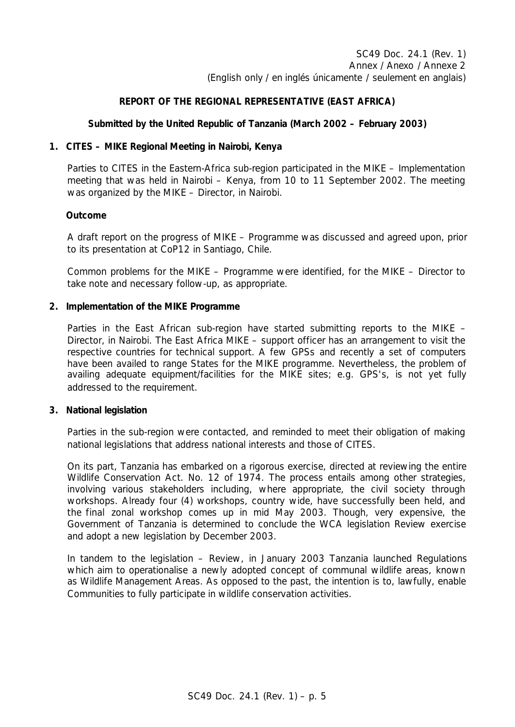SC49 Doc. 24.1 (Rev. 1)
Annex / Anexo / Annexe 2
(English only / en inglés únicamente / seulement en anglais)

**REPORT OF THE REGIONAL REPRESENTATIVE (EAST AFRICA)**

**Submitted by the United Republic of Tanzania (March 2002 – February 2003)**

**1. CITES – MIKE Regional Meeting in Nairobi, Kenya**

Parties to CITES in the Eastern-Africa sub-region participated in the MIKE – Implementation meeting that was held in Nairobi – Kenya, from 10 to 11 September 2002. The meeting was organized by the MIKE – Director, in Nairobi.

**Outcome**

A draft report on the progress of MIKE – Programme was discussed and agreed upon, prior to its presentation at CoP12 in Santiago, Chile.

Common problems for the MIKE – Programme were identified, for the MIKE – Director to take note and necessary follow-up, as appropriate.

**2. Implementation of the MIKE Programme**

Parties in the East African sub-region have started submitting reports to the MIKE – Director, in Nairobi. The East Africa MIKE – support officer has an arrangement to visit the respective countries for technical support. A few GPSs and recently a set of computers have been availed to range States for the MIKE programme. Nevertheless, the problem of availing adequate equipment/facilities for the MIKE sites; e.g. GPS's, is not yet fully addressed to the requirement.

**3. National legislation**

Parties in the sub-region were contacted, and reminded to meet their obligation of making national legislations that address national interests and those of CITES.

On its part, Tanzania has embarked on a rigorous exercise, directed at reviewing the entire Wildlife Conservation Act. No. 12 of 1974. The process entails among other strategies, involving various stakeholders including, where appropriate, the civil society through workshops. Already four (4) workshops, country wide, have successfully been held, and the final zonal workshop comes up in mid May 2003. Though, very expensive, the Government of Tanzania is determined to conclude the WCA legislation Review exercise and adopt a new legislation by December 2003.

In tandem to the legislation – Review, in January 2003 Tanzania launched Regulations which aim to operationalise a newly adopted concept of communal wildlife areas, known as Wildlife Management Areas. As opposed to the past, the intention is to, lawfully, enable Communities to fully participate in wildlife conservation activities.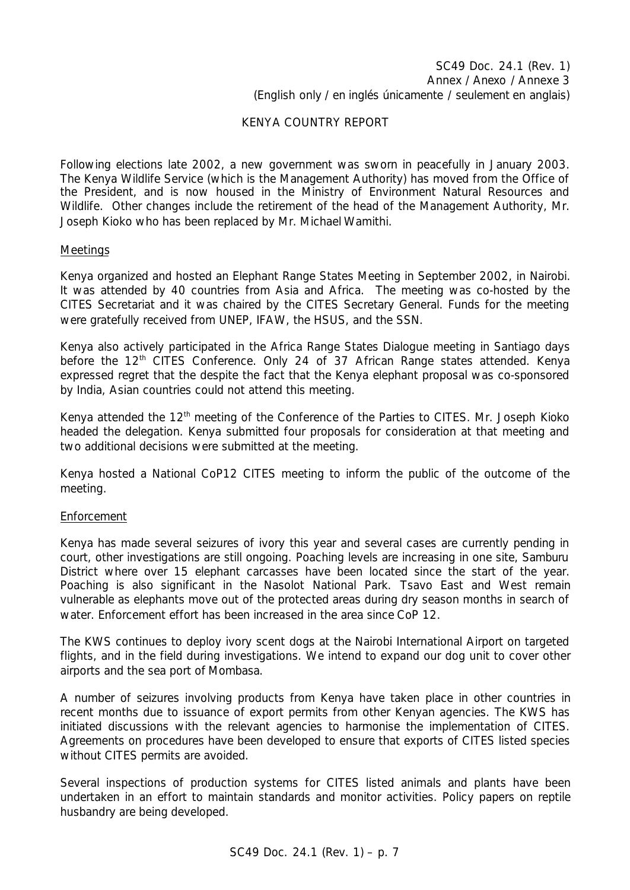SC49 Doc. 24.1 (Rev. 1)
Annex / Anexo / Annexe 3
(English only / en inglés únicamente / seulement en anglais)

# KENYA COUNTRY REPORT

Following elections late 2002, a new government was sworn in peacefully in January 2003. The Kenya Wildlife Service (which is the Management Authority) has moved from the Office of the President, and is now housed in the Ministry of Environment Natural Resources and Wildlife. Other changes include the retirement of the head of the Management Authority, Mr. Joseph Kioko who has been replaced by Mr. Michael Wamithi.

## Meetings

Kenya organized and hosted an Elephant Range States Meeting in September 2002, in Nairobi. It was attended by 40 countries from Asia and Africa. The meeting was co-hosted by the CITES Secretariat and it was chaired by the CITES Secretary General. Funds for the meeting were gratefully received from UNEP, IFAW, the HSUS, and the SSN.

Kenya also actively participated in the Africa Range States Dialogue meeting in Santiago days before the 12th CITES Conference. Only 24 of 37 African Range states attended. Kenya expressed regret that the despite the fact that the Kenya elephant proposal was co-sponsored by India, Asian countries could not attend this meeting.

Kenya attended the 12th meeting of the Conference of the Parties to CITES. Mr. Joseph Kioko headed the delegation. Kenya submitted four proposals for consideration at that meeting and two additional decisions were submitted at the meeting.

Kenya hosted a National CoP12 CITES meeting to inform the public of the outcome of the meeting.

## Enforcement

Kenya has made several seizures of ivory this year and several cases are currently pending in court, other investigations are still ongoing. Poaching levels are increasing in one site, Samburu District where over 15 elephant carcasses have been located since the start of the year. Poaching is also significant in the Nasolot National Park. Tsavo East and West remain vulnerable as elephants move out of the protected areas during dry season months in search of water. Enforcement effort has been increased in the area since CoP 12.

The KWS continues to deploy ivory scent dogs at the Nairobi International Airport on targeted flights, and in the field during investigations. We intend to expand our dog unit to cover other airports and the sea port of Mombasa.

A number of seizures involving products from Kenya have taken place in other countries in recent months due to issuance of export permits from other Kenyan agencies. The KWS has initiated discussions with the relevant agencies to harmonise the implementation of CITES. Agreements on procedures have been developed to ensure that exports of CITES listed species without CITES permits are avoided.

Several inspections of production systems for CITES listed animals and plants have been undertaken in an effort to maintain standards and monitor activities. Policy papers on reptile husbandry are being developed.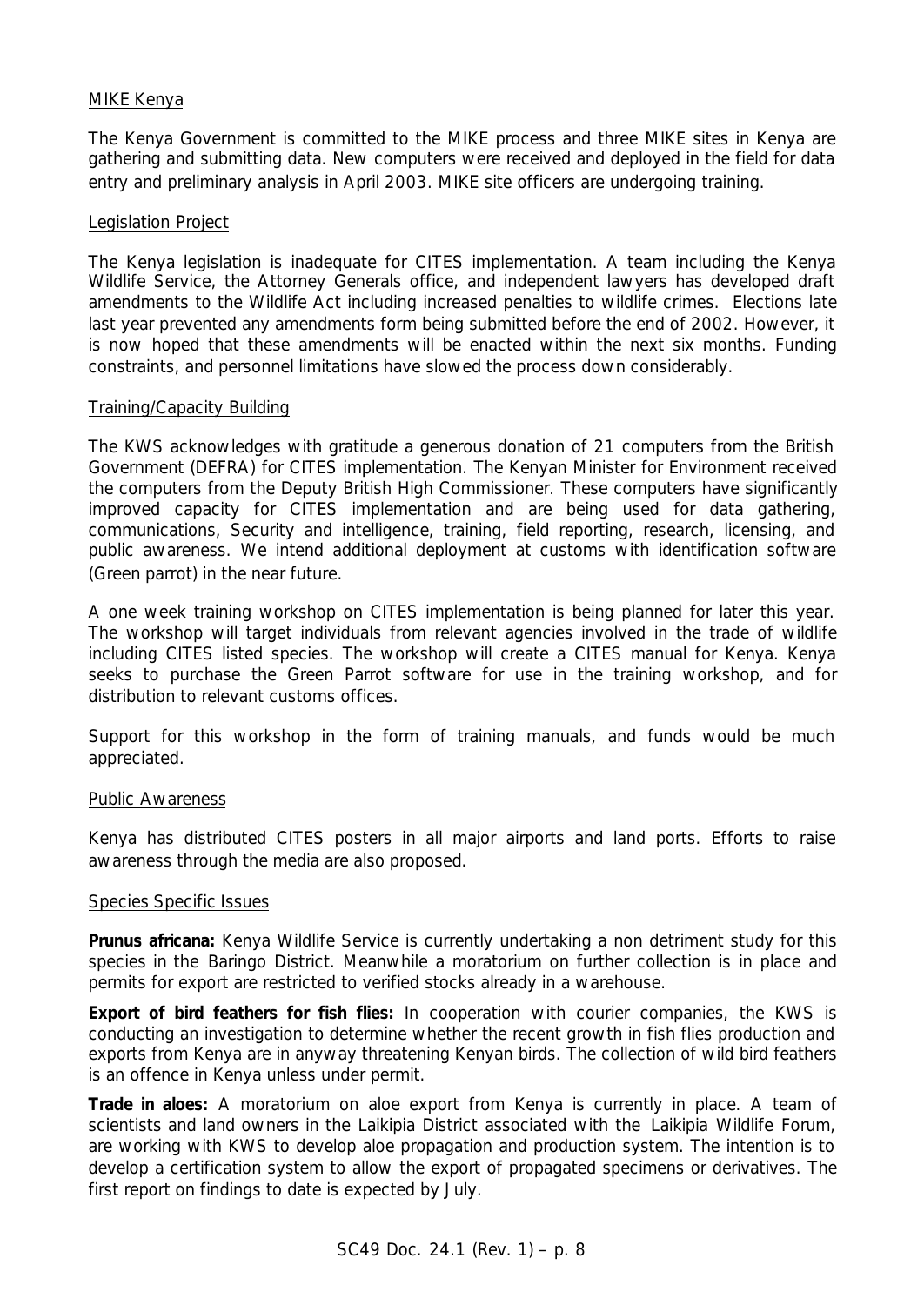MIKE Kenya

The Kenya Government is committed to the MIKE process and three MIKE sites in Kenya are gathering and submitting data. New computers were received and deployed in the field for data entry and preliminary analysis in April 2003. MIKE site officers are undergoing training.

Legislation Project

The Kenya legislation is inadequate for CITES implementation. A team including the Kenya Wildlife Service, the Attorney Generals office, and independent lawyers has developed draft amendments to the Wildlife Act including increased penalties to wildlife crimes. Elections late last year prevented any amendments form being submitted before the end of 2002. However, it is now hoped that these amendments will be enacted within the next six months. Funding constraints, and personnel limitations have slowed the process down considerably.

Training/Capacity Building

The KWS acknowledges with gratitude a generous donation of 21 computers from the British Government (DEFRA) for CITES implementation. The Kenyan Minister for Environment received the computers from the Deputy British High Commissioner. These computers have significantly improved capacity for CITES implementation and are being used for data gathering, communications, Security and intelligence, training, field reporting, research, licensing, and public awareness. We intend additional deployment at customs with identification software (Green parrot) in the near future.

A one week training workshop on CITES implementation is being planned for later this year. The workshop will target individuals from relevant agencies involved in the trade of wildlife including CITES listed species. The workshop will create a CITES manual for Kenya. Kenya seeks to purchase the Green Parrot software for use in the training workshop, and for distribution to relevant customs offices.

Support for this workshop in the form of training manuals, and funds would be much appreciated.

Public Awareness

Kenya has distributed CITES posters in all major airports and land ports. Efforts to raise awareness through the media are also proposed.

Species Specific Issues

**Prunus africana:** Kenya Wildlife Service is currently undertaking a non detriment study for this species in the Baringo District. Meanwhile a moratorium on further collection is in place and permits for export are restricted to verified stocks already in a warehouse.

**Export of bird feathers for fish flies:** In cooperation with courier companies, the KWS is conducting an investigation to determine whether the recent growth in fish flies production and exports from Kenya are in anyway threatening Kenyan birds. The collection of wild bird feathers is an offence in Kenya unless under permit.

**Trade in aloes:** A moratorium on aloe export from Kenya is currently in place. A team of scientists and land owners in the Laikipia District associated with the Laikipia Wildlife Forum, are working with KWS to develop aloe propagation and production system. The intention is to develop a certification system to allow the export of propagated specimens or derivatives. The first report on findings to date is expected by July.